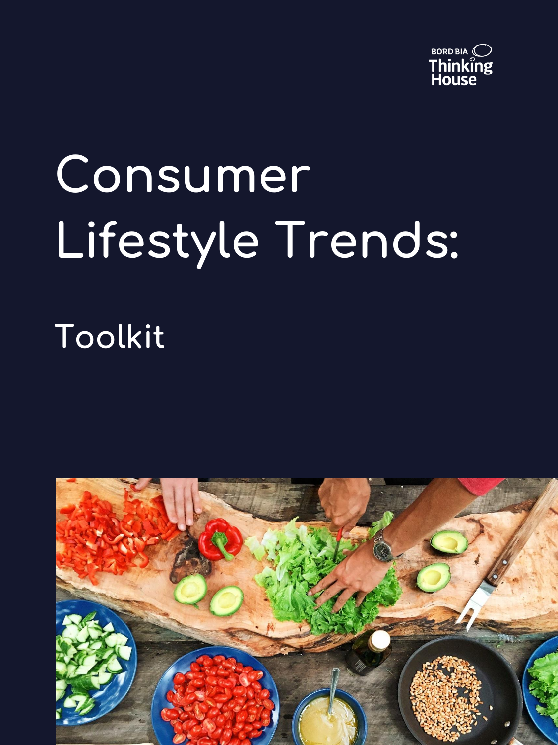BORD BIA Thinking House

# Consumer Lifestyle Trends:

## Toolkit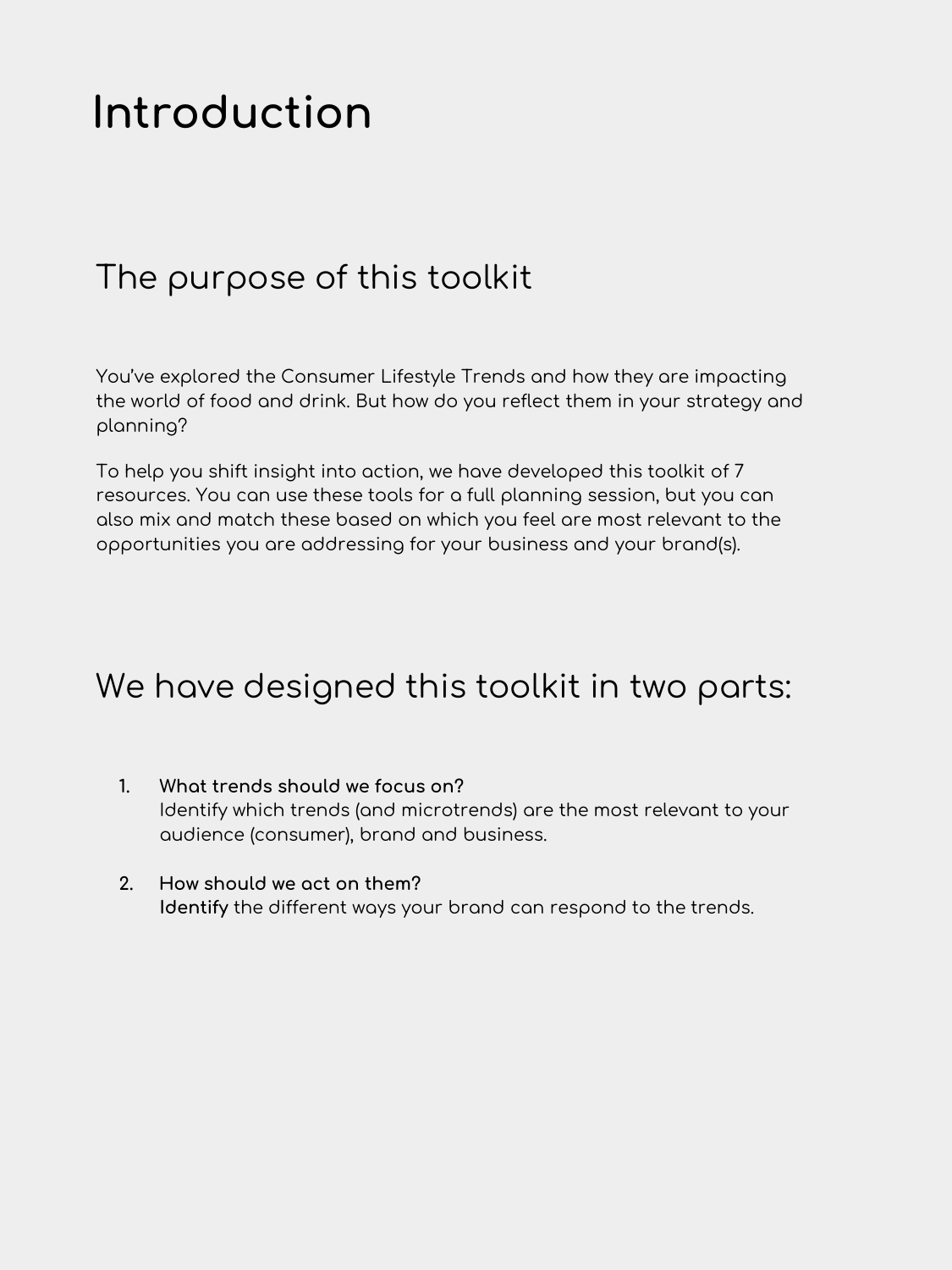# Introduction

## The purpose of this toolkit

You've explored the Consumer Lifestyle Trends and how they are impacting the world of food and drink. But how do you reflect them in your strategy and planning?

To help you shift insight into action, we have developed this toolkit of 7 resources. You can use these tools for a full planning session, but you can also mix and match these based on which you feel are most relevant to the opportunities you are addressing for your business and your brand(s).

## We have designed this toolkit in two parts:

1. **What trends should we focus on?**
   Identify which trends (and microtrends) are the most relevant to your audience (consumer), brand and business.

2. **How should we act on them?**
   **Identify** the different ways your brand can respond to the trends.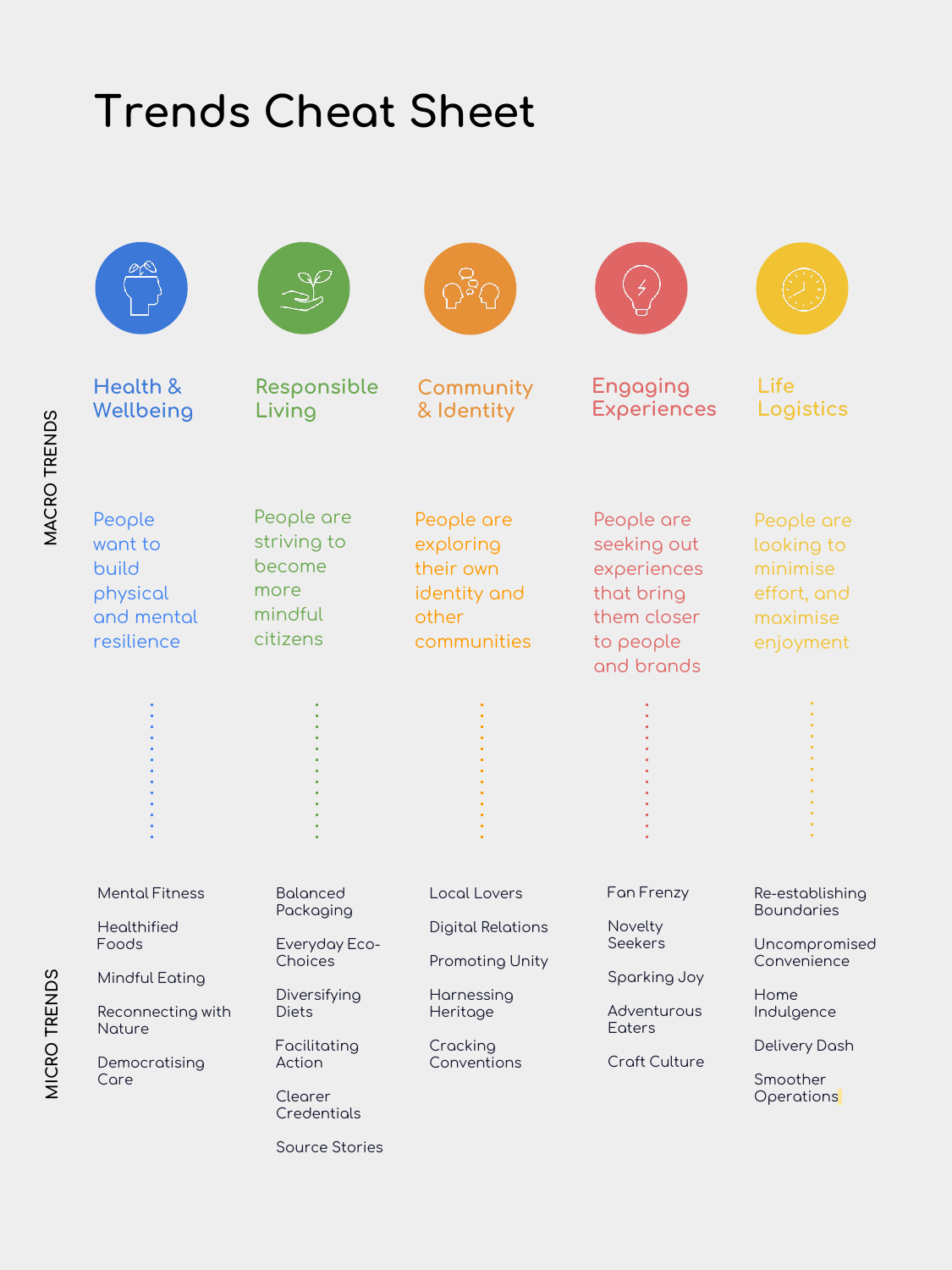# Trends Cheat Sheet

## Macro Trends

### Health & Wellbeing

People want to build physical and mental resilience

**Micro trends:**

- Mental Fitness
- Healthified Foods
- Mindful Eating
- Reconnecting with Nature
- Democratising Care

### Responsible Living

People are striving to become more mindful citizens

**Micro trends:**

- Balanced Packaging
- Everyday Eco-Choices
- Diversifying Diets
- Facilitating Action
- Clearer Credentials
- Source Stories

### Community & Identity

People are exploring their own identity and other communities

**Micro trends:**

- Local Lovers
- Digital Relations
- Promoting Unity
- Harnessing Heritage
- Cracking Conventions

### Engaging Experiences

People are seeking out experiences that bring them closer to people and brands

**Micro trends:**

- Fan Frenzy
- Novelty Seekers
- Sparking Joy
- Adventurous Eaters
- Craft Culture

### Life Logistics

People are looking to minimise effort, and maximise enjoyment

**Micro trends:**

- Re-establishing Boundaries
- Uncompromised Convenience
- Home Indulgence
- Delivery Dash
- Smoother Operations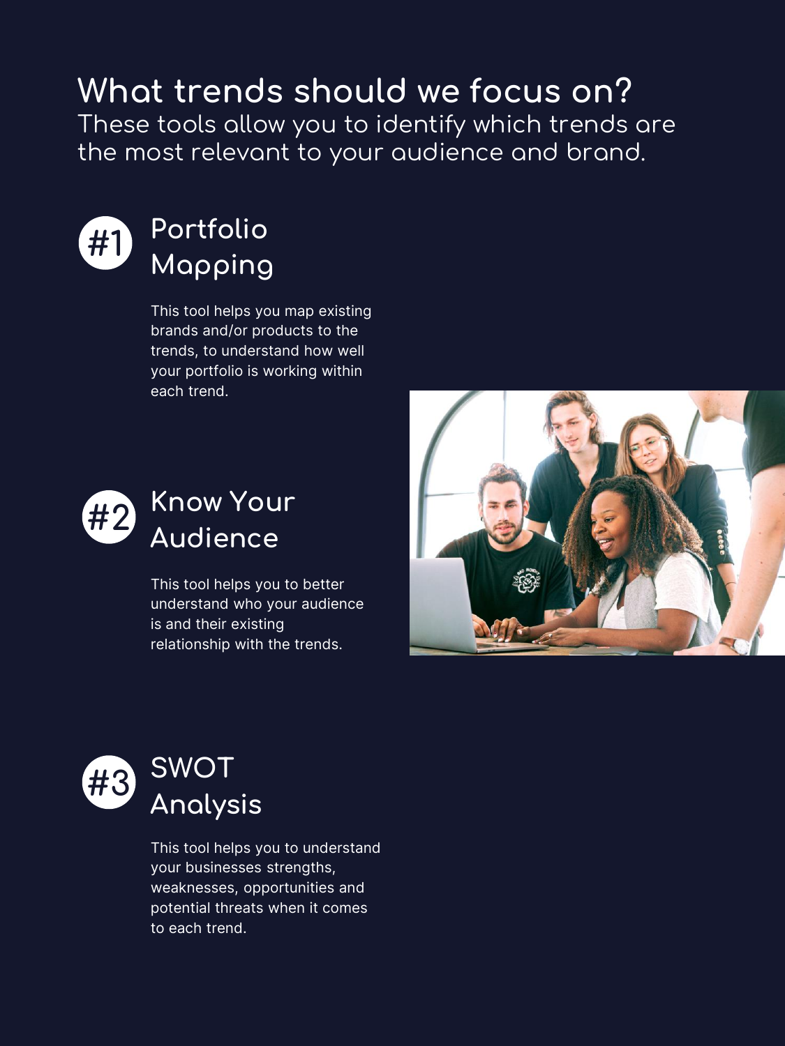# What trends should we focus on?

These tools allow you to identify which trends are the most relevant to your audience and brand.

## #1 Portfolio Mapping

This tool helps you map existing brands and/or products to the trends, to understand how well your portfolio is working within each trend.

## #2 Know Your Audience

This tool helps you to better understand who your audience is and their existing relationship with the trends.

## #3 SWOT Analysis

This tool helps you to understand your businesses strengths, weaknesses, opportunities and potential threats when it comes to each trend.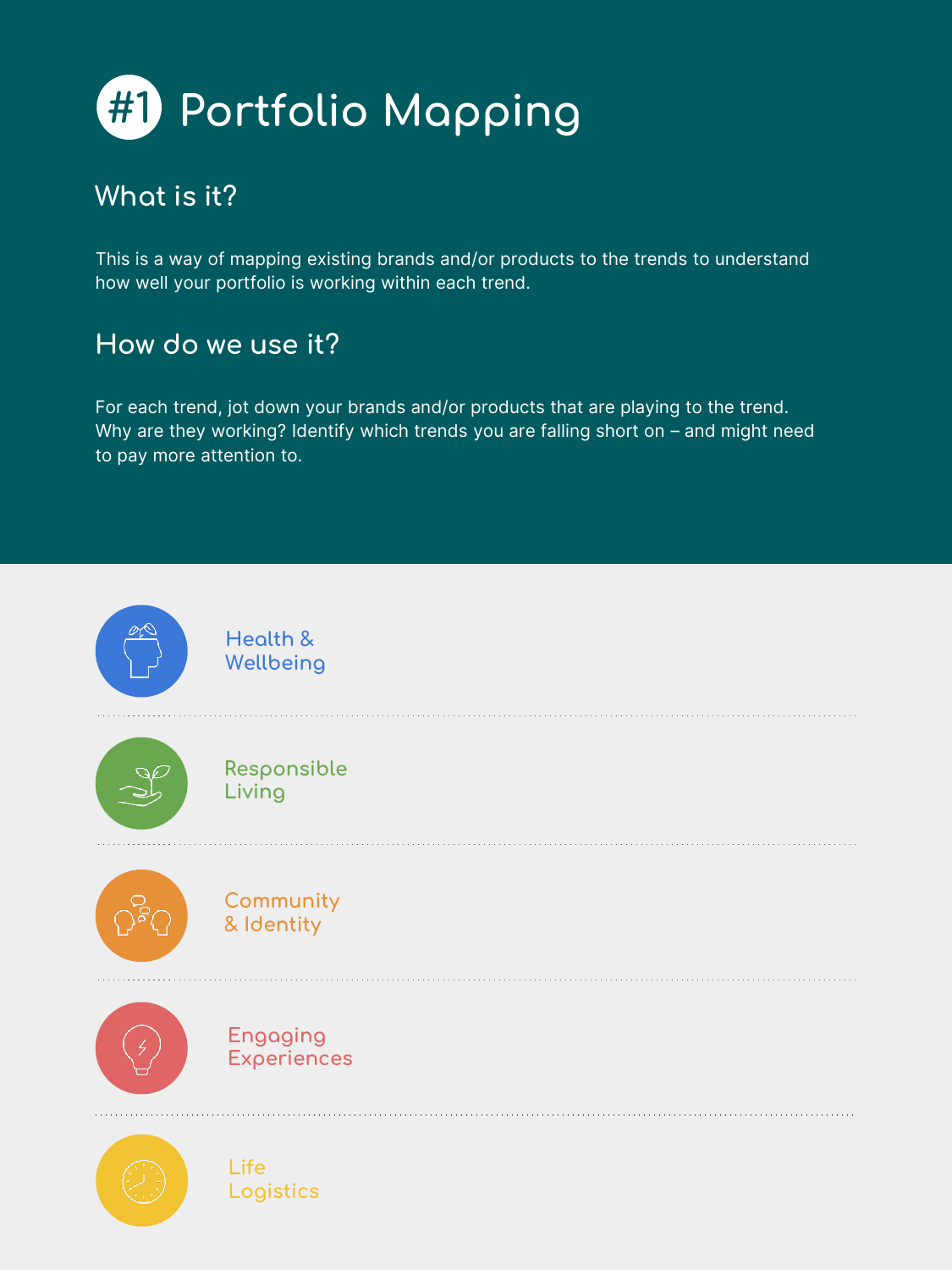# #1 Portfolio Mapping

## What is it?

This is a way of mapping existing brands and/or products to the trends to understand how well your portfolio is working within each trend.

## How do we use it?

For each trend, jot down your brands and/or products that are playing to the trend. Why are they working? Identify which trends you are falling short on – and might need to pay more attention to.

Health & Wellbeing

Responsible Living

Community & Identity

Engaging Experiences

Life Logistics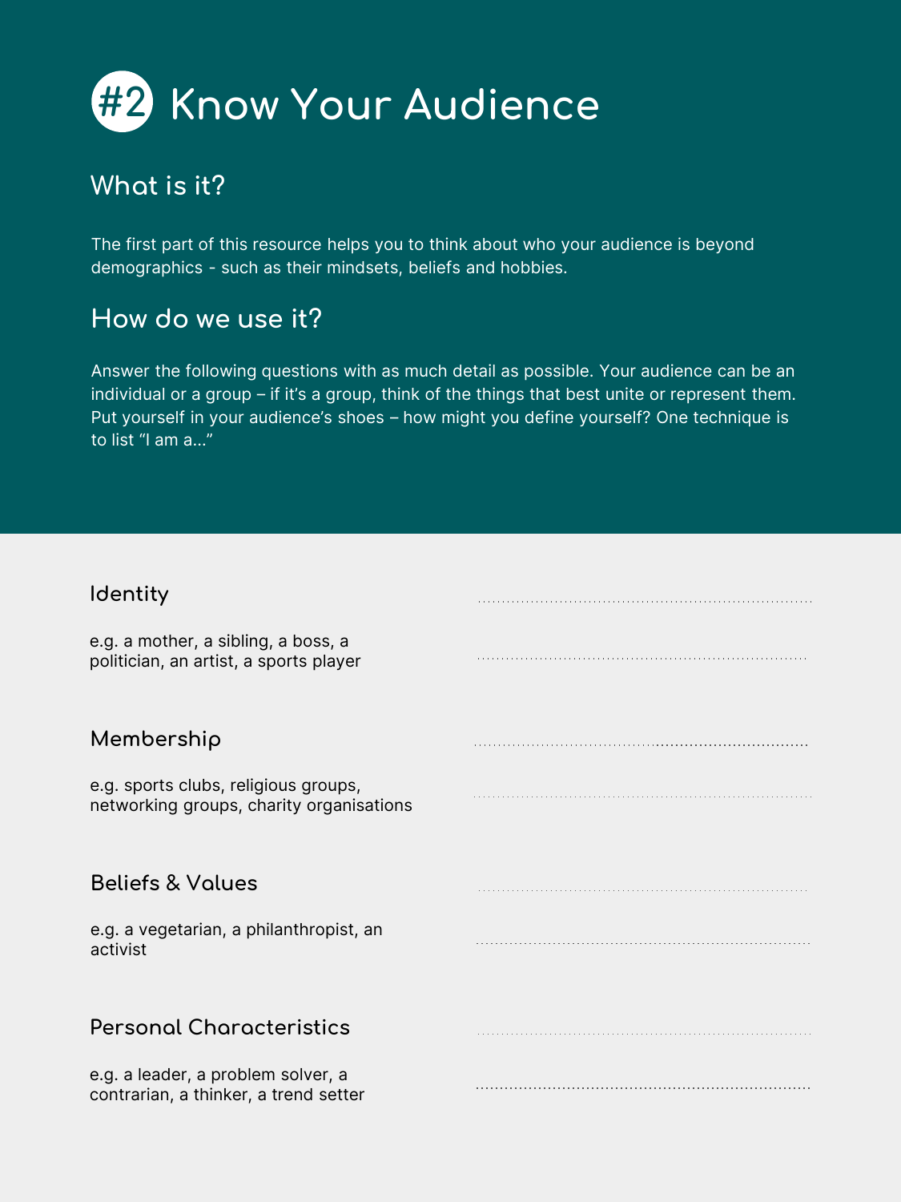# #2 Know Your Audience

## What is it?

The first part of this resource helps you to think about who your audience is beyond demographics - such as their mindsets, beliefs and hobbies.

## How do we use it?

Answer the following questions with as much detail as possible. Your audience can be an individual or a group – if it's a group, think of the things that best unite or represent them. Put yourself in your audience's shoes – how might you define yourself? One technique is to list "I am a..."

### Identity

e.g. a mother, a sibling, a boss, a politician, an artist, a sports player

..................................................................

..................................................................

### Membership

e.g. sports clubs, religious groups, networking groups, charity organisations

..................................................................

..................................................................

### Beliefs & Values

e.g. a vegetarian, a philanthropist, an activist

..................................................................

..................................................................

### Personal Characteristics

e.g. a leader, a problem solver, a contrarian, a thinker, a trend setter

..................................................................

..................................................................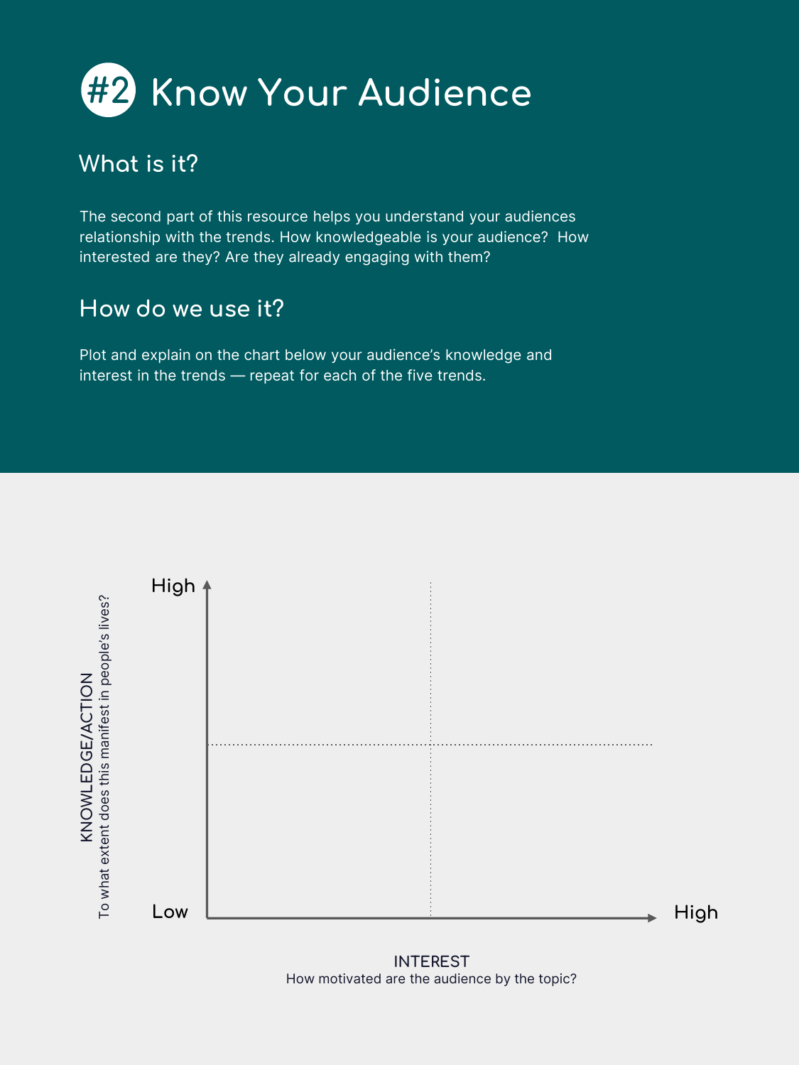# #2 Know Your Audience

## What is it?

The second part of this resource helps you understand your audiences relationship with the trends. How knowledgeable is your audience? How interested are they? Are they already engaging with them?

## How do we use it?

Plot and explain on the chart below your audience's knowledge and interest in the trends — repeat for each of the five trends.

KNOWLEDGE/ACTION
To what extent does this manifest in people's lives?

High

Low

High

INTEREST
How motivated are the audience by the topic?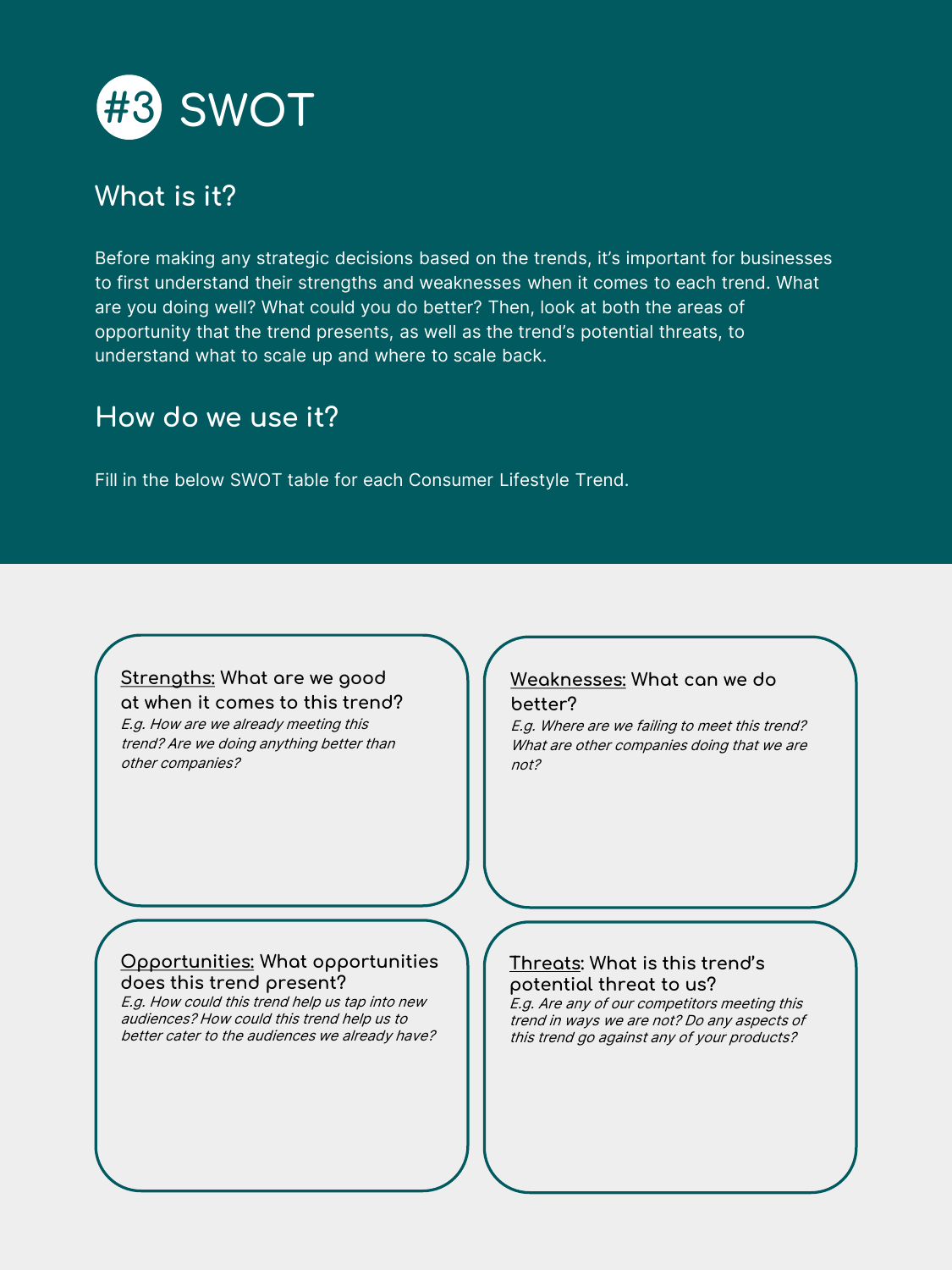# #3 SWOT

## What is it?

Before making any strategic decisions based on the trends, it's important for businesses to first understand their strengths and weaknesses when it comes to each trend. What are you doing well? What could you do better? Then, look at both the areas of opportunity that the trend presents, as well as the trend's potential threats, to understand what to scale up and where to scale back.

## How do we use it?

Fill in the below SWOT table for each Consumer Lifestyle Trend.

**Strengths:** What are we good at when it comes to this trend?
*E.g. How are we already meeting this trend? Are we doing anything better than other companies?*

**Weaknesses:** What can we do better?
*E.g. Where are we failing to meet this trend? What are other companies doing that we are not?*

**Opportunities:** What opportunities does this trend present?
*E.g. How could this trend help us tap into new audiences? How could this trend help us to better cater to the audiences we already have?*

**Threats:** What is this trend's potential threat to us?
*E.g. Are any of our competitors meeting this trend in ways we are not? Do any aspects of this trend go against any of your products?*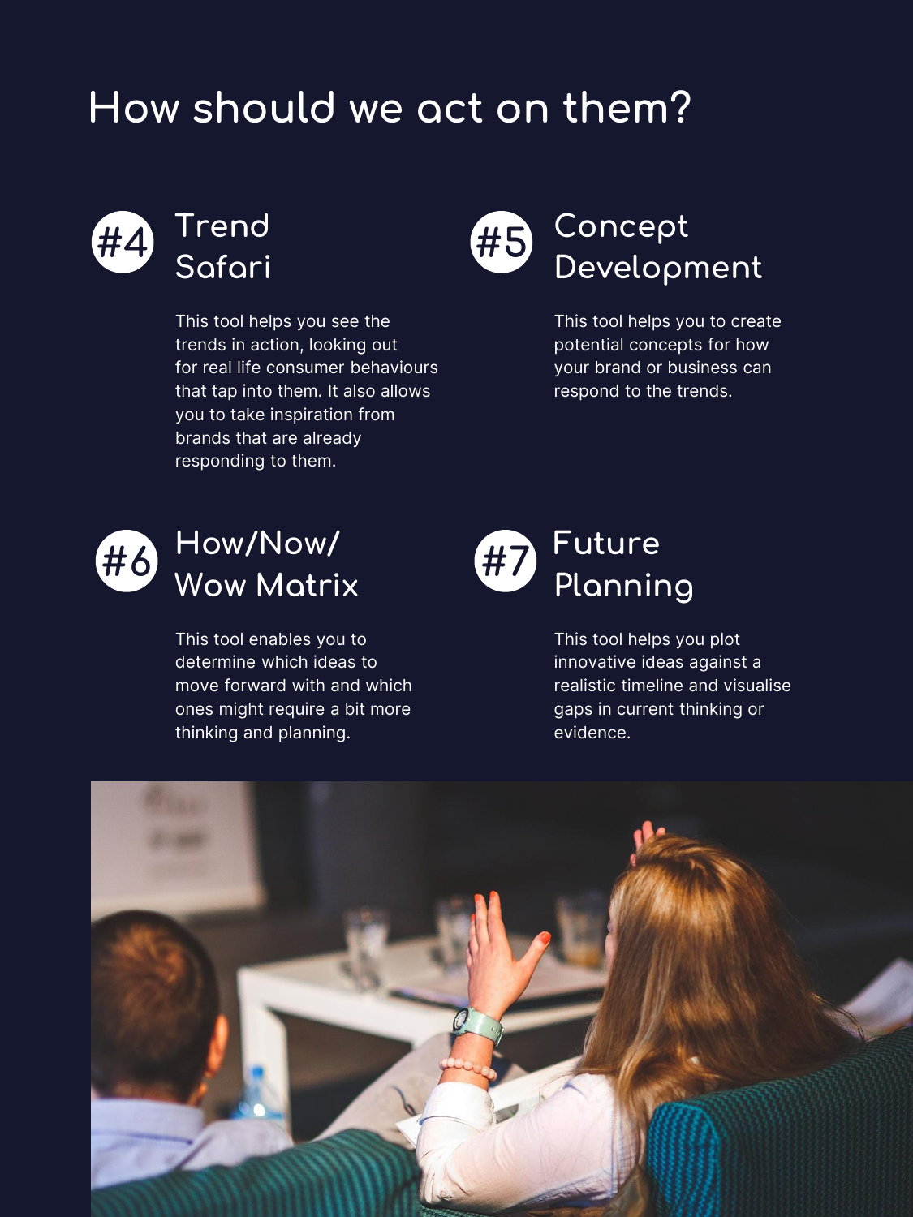# How should we act on them?

## #4 Trend Safari

This tool helps you see the trends in action, looking out for real life consumer behaviours that tap into them. It also allows you to take inspiration from brands that are already responding to them.

## #5 Concept Development

This tool helps you to create potential concepts for how your brand or business can respond to the trends.

## #6 How/Now/Wow Matrix

This tool enables you to determine which ideas to move forward with and which ones might require a bit more thinking and planning.

## #7 Future Planning

This tool helps you plot innovative ideas against a realistic timeline and visualise gaps in current thinking or evidence.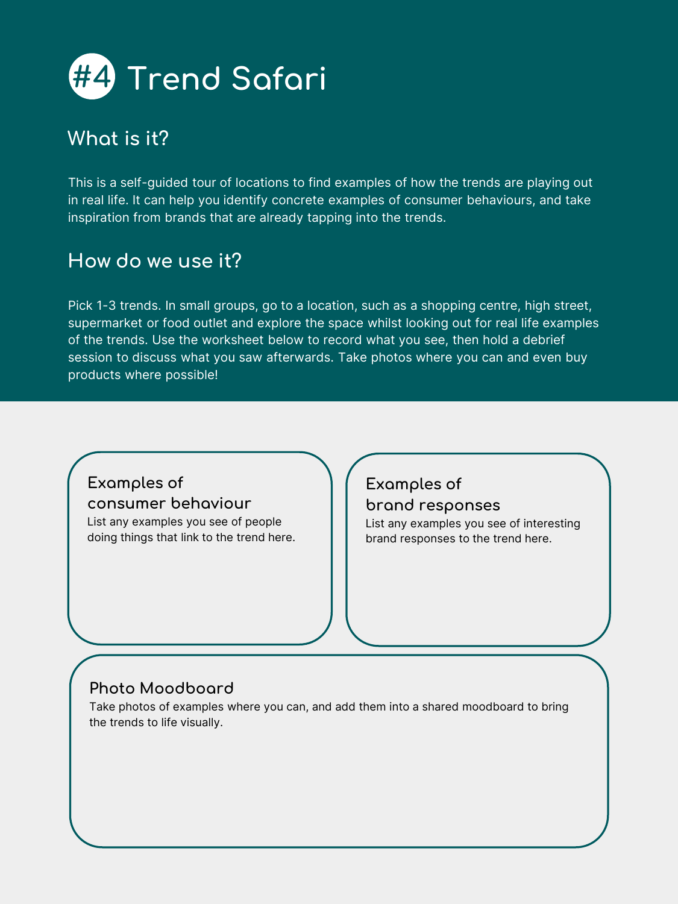# #4 Trend Safari

## What is it?

This is a self-guided tour of locations to find examples of how the trends are playing out in real life. It can help you identify concrete examples of consumer behaviours, and take inspiration from brands that are already tapping into the trends.

## How do we use it?

Pick 1-3 trends. In small groups, go to a location, such as a shopping centre, high street, supermarket or food outlet and explore the space whilst looking out for real life examples of the trends. Use the worksheet below to record what you see, then hold a debrief session to discuss what you saw afterwards. Take photos where you can and even buy products where possible!

### Examples of consumer behaviour

List any examples you see of people doing things that link to the trend here.

### Examples of brand responses

List any examples you see of interesting brand responses to the trend here.

### Photo Moodboard

Take photos of examples where you can, and add them into a shared moodboard to bring the trends to life visually.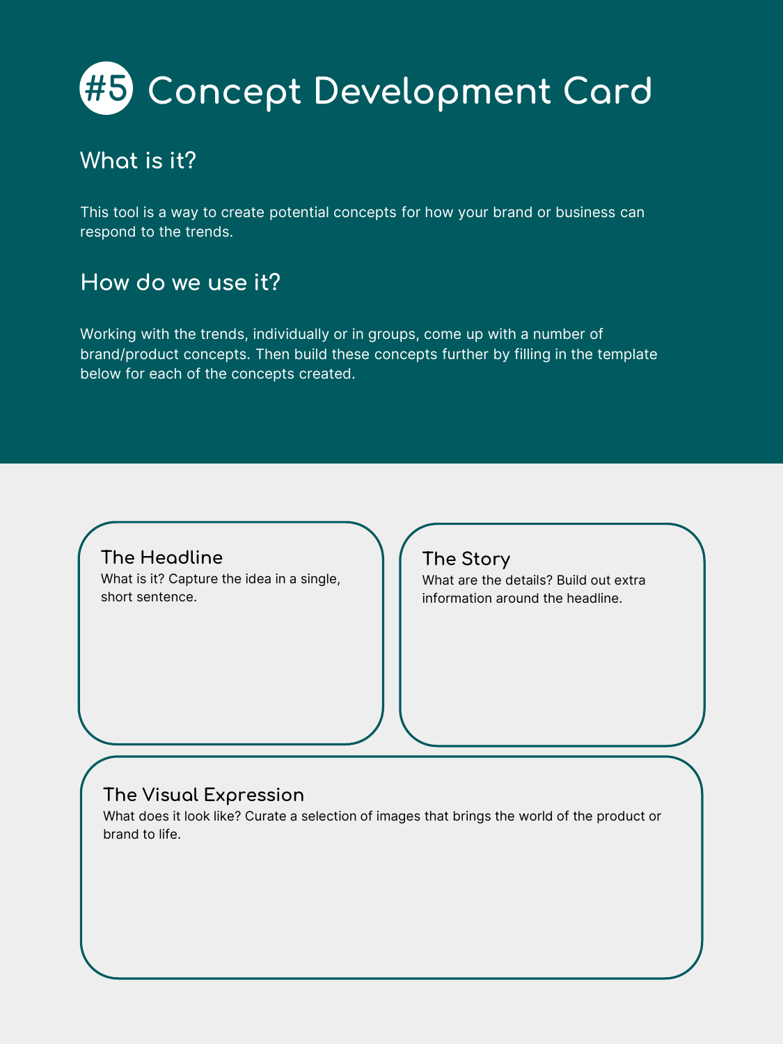# #5 Concept Development Card

## What is it?

This tool is a way to create potential concepts for how your brand or business can respond to the trends.

## How do we use it?

Working with the trends, individually or in groups, come up with a number of brand/product concepts. Then build these concepts further by filling in the template below for each of the concepts created.

### The Headline

What is it? Capture the idea in a single, short sentence.

### The Story

What are the details? Build out extra information around the headline.

### The Visual Expression

What does it look like? Curate a selection of images that brings the world of the product or brand to life.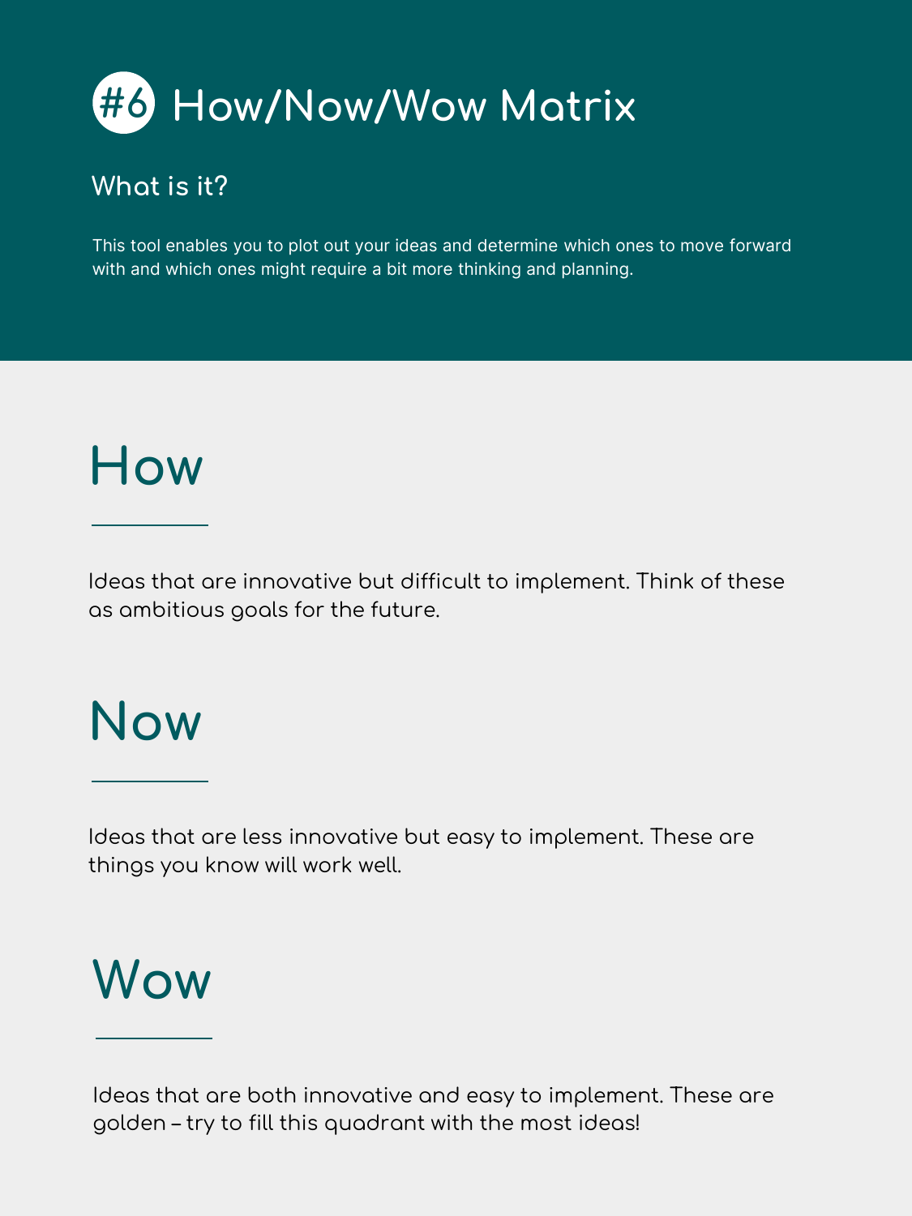# #6 How/Now/Wow Matrix

### What is it?

This tool enables you to plot out your ideas and determine which ones to move forward with and which ones might require a bit more thinking and planning.

## How

Ideas that are innovative but difficult to implement. Think of these as ambitious goals for the future.

## Now

Ideas that are less innovative but easy to implement. These are things you know will work well.

## Wow

Ideas that are both innovative and easy to implement. These are golden – try to fill this quadrant with the most ideas!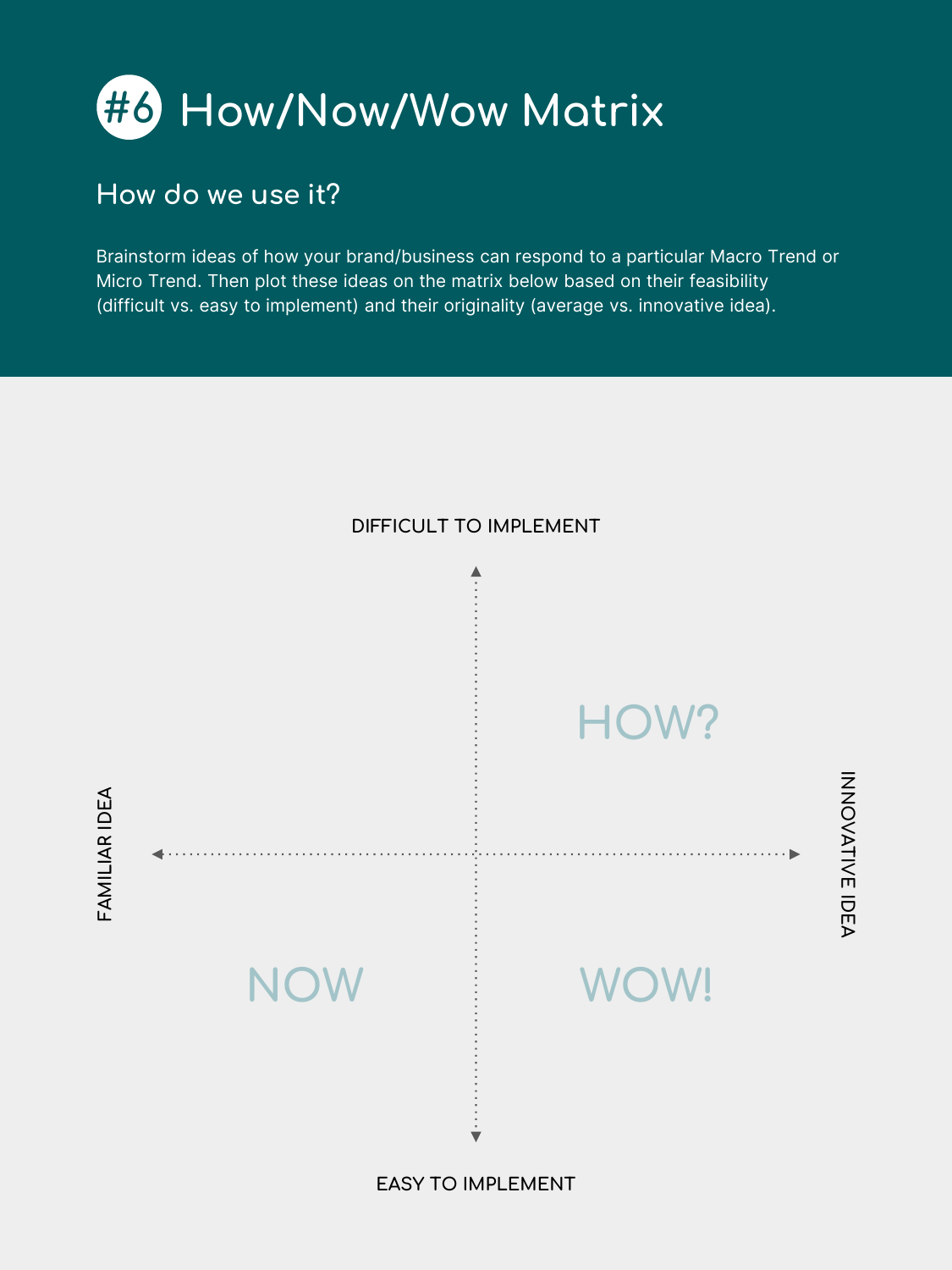# #6 How/Now/Wow Matrix

## How do we use it?

Brainstorm ideas of how your brand/business can respond to a particular Macro Trend or Micro Trend. Then plot these ideas on the matrix below based on their feasibility (difficult vs. easy to implement) and their originality (average vs. innovative idea).

DIFFICULT TO IMPLEMENT

HOW?

FAMILIAR IDEA

INNOVATIVE IDEA

NOW

WOW!

EASY TO IMPLEMENT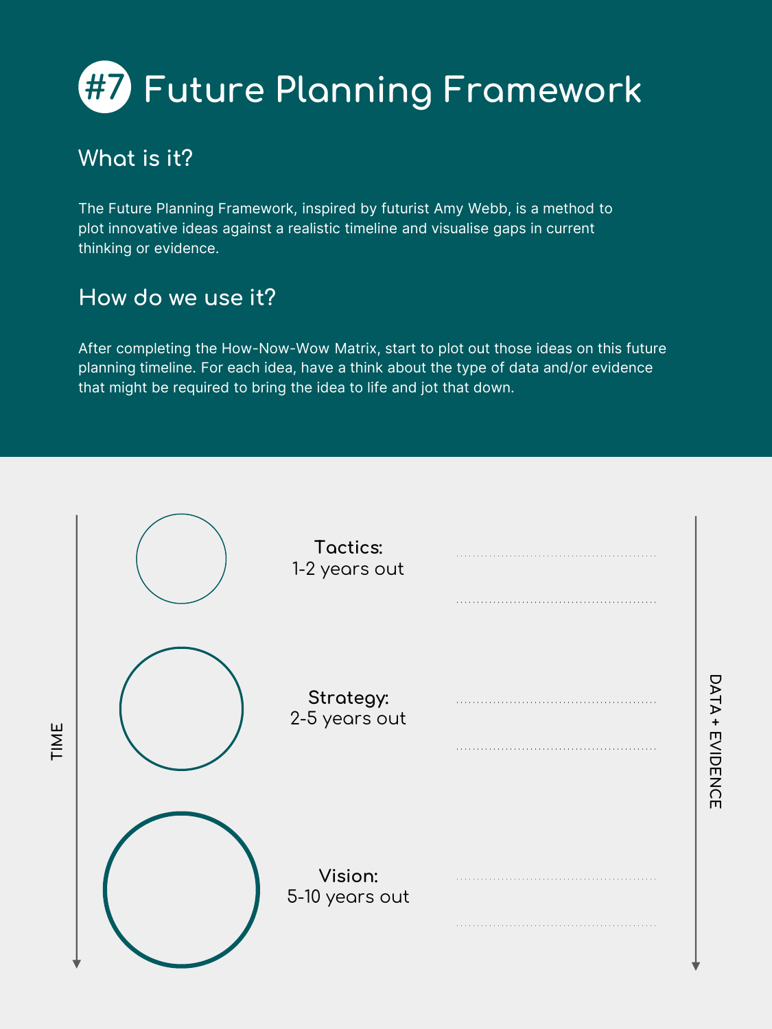# #7 Future Planning Framework

## What is it?

The Future Planning Framework, inspired by futurist Amy Webb, is a method to plot innovative ideas against a realistic timeline and visualise gaps in current thinking or evidence.

## How do we use it?

After completing the How-Now-Wow Matrix, start to plot out those ideas on this future planning timeline. For each idea, have a think about the type of data and/or evidence that might be required to bring the idea to life and jot that down.

TIME

**Tactics:**
1-2 years out

**Strategy:**
2-5 years out

**Vision:**
5-10 years out

DATA + EVIDENCE